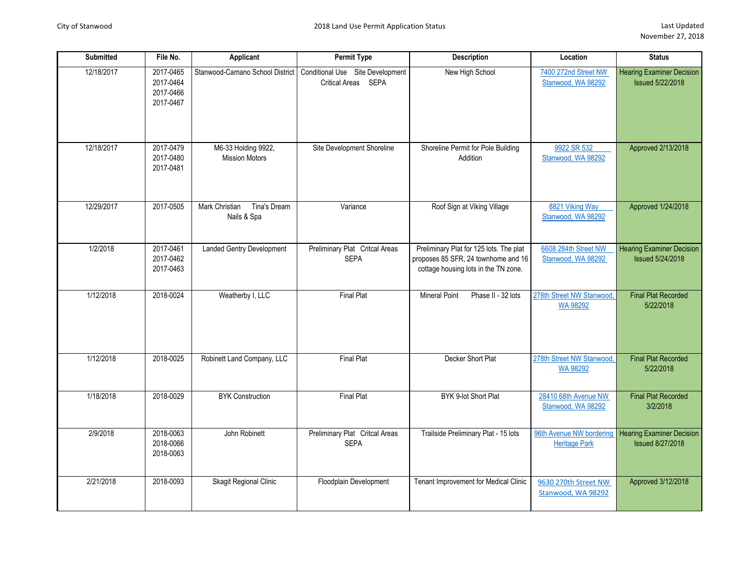| Submitted | File No. | Applicant | Permit Type | Description | Location | Status |
|---|---|---|---|---|---|---|
| 12/18/2017 | 2017-0465 2017-0464 2017-0466 2017-0467 | Stanwood-Camano School District | Conditional Use Site Development Critical Areas SEPA | New High School | 7400 272nd Street NW Stanwood, WA 98292 | Hearing Examiner Decision Issued 5/22/2018 |
| 12/18/2017 | 2017-0479 2017-0480 2017-0481 | M6-33 Holding 9922, Mission Motors | Site Development Shoreline | Shoreline Permit for Pole Building Addition | 9922 SR 532 Stanwood, WA 98292 | Approved 2/13/2018 |
| 12/29/2017 | 2017-0505 | Mark Christian Tina's Dream Nails & Spa | Variance | Roof Sign at Viking Village | 8821 Viking Way Stanwood, WA 98292 | Approved 1/24/2018 |
| 1/2/2018 | 2017-0461 2017-0462 2017-0463 | Landed Gentry Development | Preliminary Plat Critcal Areas SEPA | Preliminary Plat for 125 lots. The plat proposes 85 SFR, 24 townhome and 16 cottage housing lots in the TN zone. | 6608 284th Street NW Stanwood, WA 98292 | Hearing Examiner Decision Issued 5/24/2018 |
| 1/12/2018 | 2018-0024 | Weatherby I, LLC | Final Plat | Mineral Point Phase II - 32 lots | 278th Street NW Stanwood, WA 98292 | Final Plat Recorded 5/22/2018 |
| 1/12/2018 | 2018-0025 | Robinett Land Company, LLC | Final Plat | Decker Short Plat | 278th Street NW Stanwood, WA 98292 | Final Plat Recorded 5/22/2018 |
| 1/18/2018 | 2018-0029 | BYK Construction | Final Plat | BYK 9-lot Short Plat | 28410 68th Avenue NW Stanwood, WA 98292 | Final Plat Recorded 3/2/2018 |
| 2/9/2018 | 2018-0063 2018-0066 2018-0063 | John Robinett | Preliminary Plat Critcal Areas SEPA | Trailside Preliminary Plat - 15 lots | 96th Avenue NW bordering Heritage Park | Hearing Examiner Decision Issued 8/27/2018 |
| 2/21/2018 | 2018-0093 | Skagit Regional Clinic | Floodplain Development | Tenant Improvement for Medical Clinic | 9630 270th Street NW Stanwood, WA 98292 | Approved 3/12/2018 |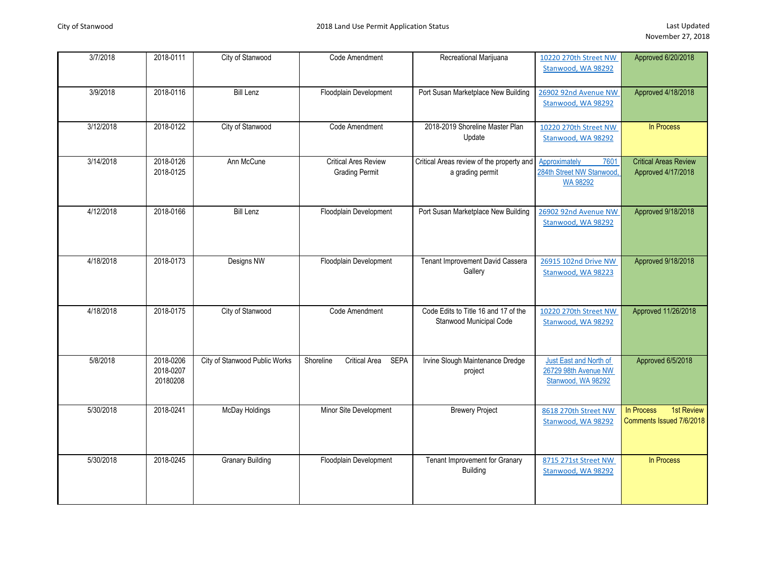| 3/7/2018 | 2018-0111 | City of Stanwood | Code Amendment | Recreational Marijuana | 10220 270th Street NW Stanwood, WA 98292 | Approved 6/20/2018 |
|---|---|---|---|---|---|---|
| 3/9/2018 | 2018-0116 | Bill Lenz | Floodplain Development | Port Susan Marketplace New Building | 26902 92nd Avenue NW Stanwood, WA 98292 | Approved 4/18/2018 |
| 3/12/2018 | 2018-0122 | City of Stanwood | Code Amendment | 2018-2019 Shoreline Master Plan Update | 10220 270th Street NW Stanwood, WA 98292 | In Process |
| 3/14/2018 | 2018-0126<br>2018-0125 | Ann McCune | Critical Ares Review<br>Grading Permit | Critical Areas review of the property and a grading permit | Approximately 7601 284th Street NW Stanwood, WA 98292 | Critical Areas Review Approved 4/17/2018 |
| 4/12/2018 | 2018-0166 | Bill Lenz | Floodplain Development | Port Susan Marketplace New Building | 26902 92nd Avenue NW Stanwood, WA 98292 | Approved 9/18/2018 |
| 4/18/2018 | 2018-0173 | Designs NW | Floodplain Development | Tenant Improvement David Cassera Gallery | 26915 102nd Drive NW Stanwood, WA 98223 | Approved 9/18/2018 |
| 4/18/2018 | 2018-0175 | City of Stanwood | Code Amendment | Code Edits to Title 16 and 17 of the Stanwood Municipal Code | 10220 270th Street NW Stanwood, WA 98292 | Approved 11/26/2018 |
| 5/8/2018 | 2018-0206<br>2018-0207<br>20180208 | City of Stanwood Public Works | Shoreline Critical Area SEPA | Irvine Slough Maintenance Dredge project | Just East and North of 26729 98th Avenue NW Stanwood, WA 98292 | Approved 6/5/2018 |
| 5/30/2018 | 2018-0241 | McDay Holdings | Minor Site Development | Brewery Project | 8618 270th Street NW Stanwood, WA 98292 | In Process 1st Review Comments Issued 7/6/2018 |
| 5/30/2018 | 2018-0245 | Granary Building | Floodplain Development | Tenant Improvement for Granary Building | 8715 271st Street NW Stanwood, WA 98292 | In Process |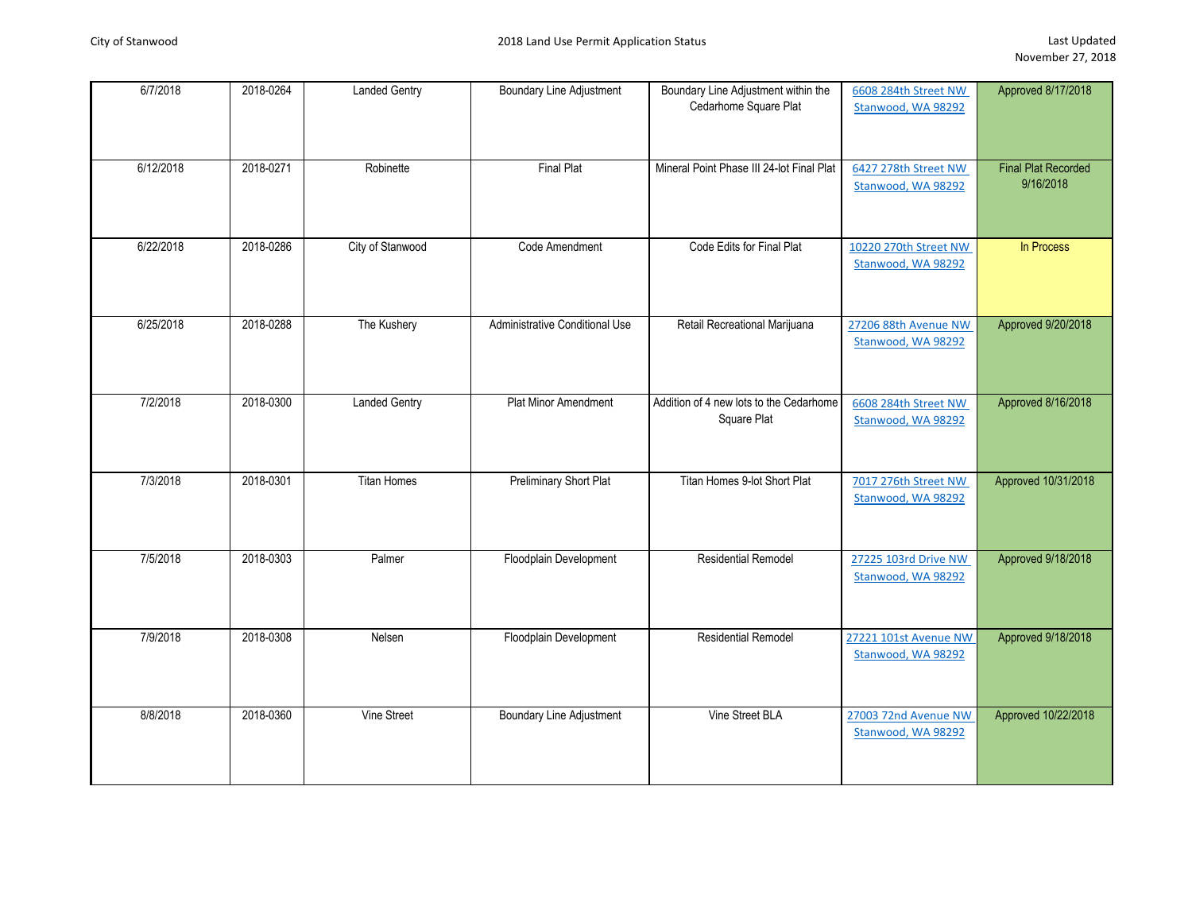| | | | | | | |
|---|---|---|---|---|---|---|
| 6/7/2018 | 2018-0264 | Landed Gentry | Boundary Line Adjustment | Boundary Line Adjustment within the Cedarhome Square Plat | 6608 284th Street NW Stanwood, WA 98292 | Approved 8/17/2018 |
| 6/12/2018 | 2018-0271 | Robinette | Final Plat | Mineral Point Phase III 24-lot Final Plat | 6427 278th Street NW Stanwood, WA 98292 | Final Plat Recorded 9/16/2018 |
| 6/22/2018 | 2018-0286 | City of Stanwood | Code Amendment | Code Edits for Final Plat | 10220 270th Street NW Stanwood, WA 98292 | In Process |
| 6/25/2018 | 2018-0288 | The Kushery | Administrative Conditional Use | Retail Recreational Marijuana | 27206 88th Avenue NW Stanwood, WA 98292 | Approved 9/20/2018 |
| 7/2/2018 | 2018-0300 | Landed Gentry | Plat Minor Amendment | Addition of 4 new lots to the Cedarhome Square Plat | 6608 284th Street NW Stanwood, WA 98292 | Approved 8/16/2018 |
| 7/3/2018 | 2018-0301 | Titan Homes | Preliminary Short Plat | Titan Homes 9-lot Short Plat | 7017 276th Street NW Stanwood, WA 98292 | Approved 10/31/2018 |
| 7/5/2018 | 2018-0303 | Palmer | Floodplain Development | Residential Remodel | 27225 103rd Drive NW Stanwood, WA 98292 | Approved 9/18/2018 |
| 7/9/2018 | 2018-0308 | Nelsen | Floodplain Development | Residential Remodel | 27221 101st Avenue NW Stanwood, WA 98292 | Approved 9/18/2018 |
| 8/8/2018 | 2018-0360 | Vine Street | Boundary Line Adjustment | Vine Street BLA | 27003 72nd Avenue NW Stanwood, WA 98292 | Approved 10/22/2018 |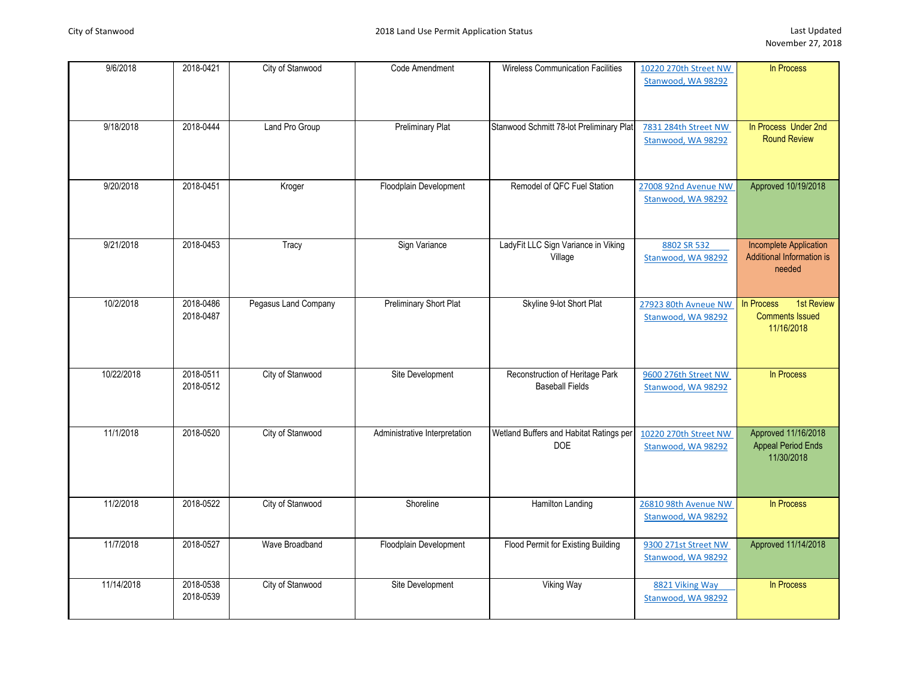| | | | | | | |
|---|---|---|---|---|---|---|
| 9/6/2018 | 2018-0421 | City of Stanwood | Code Amendment | Wireless Communication Facilities | 10220 270th Street NW Stanwood, WA 98292 | In Process |
| 9/18/2018 | 2018-0444 | Land Pro Group | Preliminary Plat | Stanwood Schmitt 78-lot Preliminary Plat | 7831 284th Street NW Stanwood, WA 98292 | In Process Under 2nd Round Review |
| 9/20/2018 | 2018-0451 | Kroger | Floodplain Development | Remodel of QFC Fuel Station | 27008 92nd Avenue NW Stanwood, WA 98292 | Approved 10/19/2018 |
| 9/21/2018 | 2018-0453 | Tracy | Sign Variance | LadyFit LLC Sign Variance in Viking Village | 8802 SR 532 Stanwood, WA 98292 | Incomplete Application Additional Information is needed |
| 10/2/2018 | 2018-0486 2018-0487 | Pegasus Land Company | Preliminary Short Plat | Skyline 9-lot Short Plat | 27923 80th Avneue NW Stanwood, WA 98292 | In Process 1st Review Comments Issued 11/16/2018 |
| 10/22/2018 | 2018-0511 2018-0512 | City of Stanwood | Site Development | Reconstruction of Heritage Park Baseball Fields | 9600 276th Street NW Stanwood, WA 98292 | In Process |
| 11/1/2018 | 2018-0520 | City of Stanwood | Administrative Interpretation | Wetland Buffers and Habitat Ratings per DOE | 10220 270th Street NW Stanwood, WA 98292 | Approved 11/16/2018 Appeal Period Ends 11/30/2018 |
| 11/2/2018 | 2018-0522 | City of Stanwood | Shoreline | Hamilton Landing | 26810 98th Avenue NW Stanwood, WA 98292 | In Process |
| 11/7/2018 | 2018-0527 | Wave Broadband | Floodplain Development | Flood Permit for Existing Building | 9300 271st Street NW Stanwood, WA 98292 | Approved 11/14/2018 |
| 11/14/2018 | 2018-0538 2018-0539 | City of Stanwood | Site Development | Viking Way | 8821 Viking Way Stanwood, WA 98292 | In Process |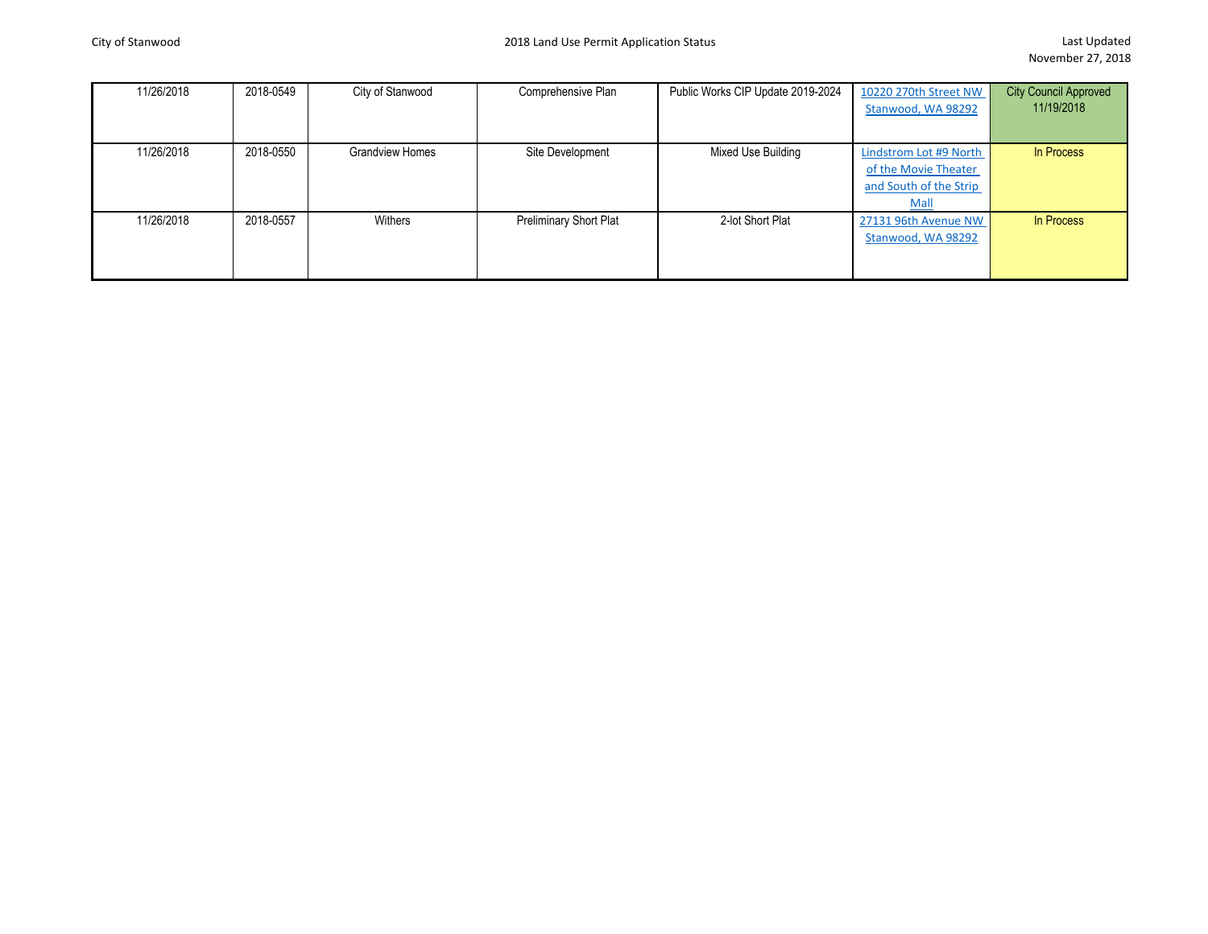| | | | | | | |
|---|---|---|---|---|---|---|
| 11/26/2018 | 2018-0549 | City of Stanwood | Comprehensive Plan | Public Works CIP Update 2019-2024 | 10220 270th Street NW Stanwood, WA 98292 | City Council Approved 11/19/2018 |
| 11/26/2018 | 2018-0550 | Grandview Homes | Site Development | Mixed Use Building | Lindstrom Lot #9 North of the Movie Theater and South of the Strip Mall | In Process |
| 11/26/2018 | 2018-0557 | Withers | Preliminary Short Plat | 2-lot Short Plat | 27131 96th Avenue NW Stanwood, WA 98292 | In Process |